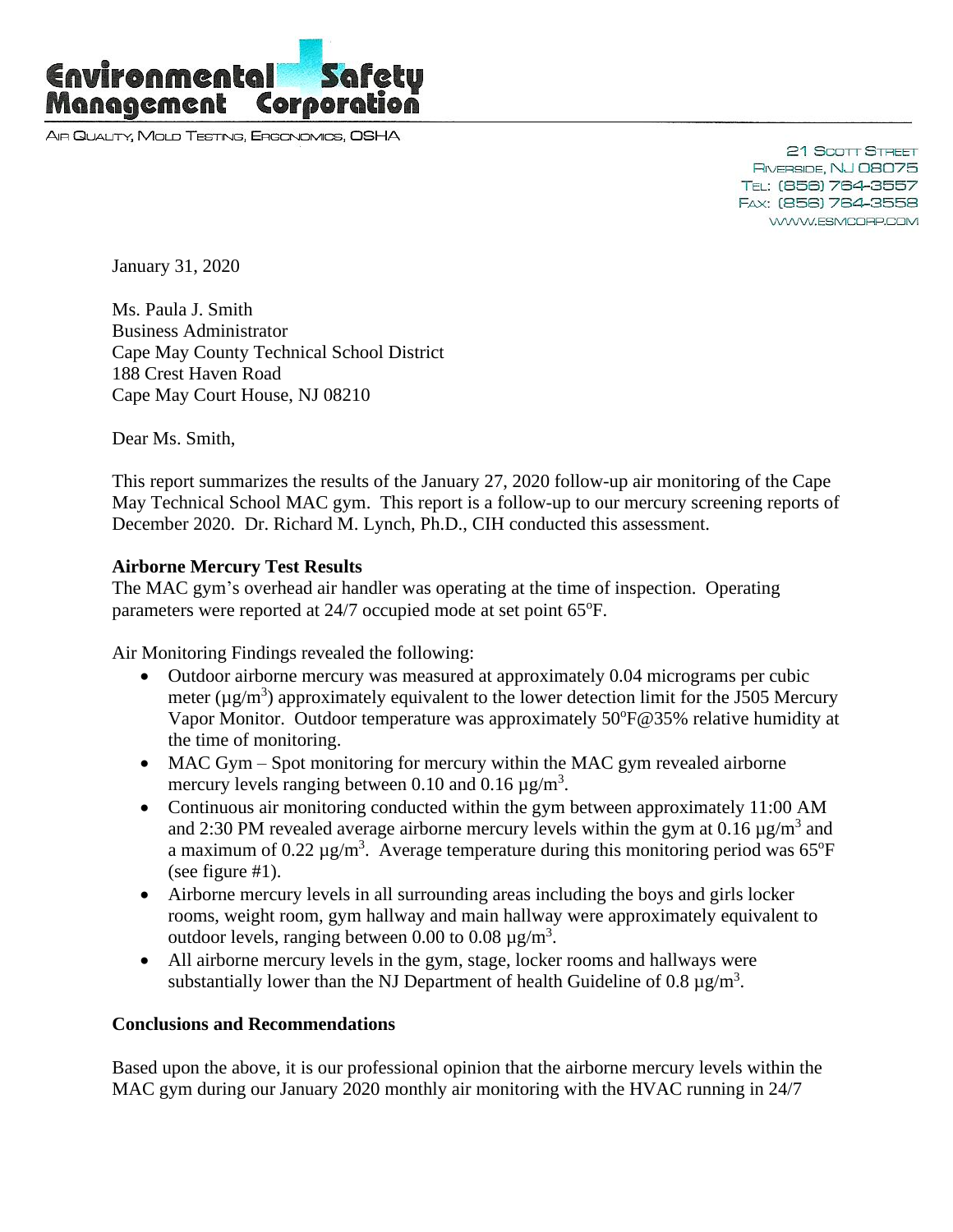# Environmental Safety Management Corporation

AIR QUALITY, MOLD TESTING, ERGONOMICS, OSHA

21 SCOTT STREET
RIVERSIDE, NJ 08075
TEL: (856) 764-3557
FAX: (856) 764-3558
WWW.ESMCORP.COM

January 31, 2020

Ms. Paula J. Smith
Business Administrator
Cape May County Technical School District
188 Crest Haven Road
Cape May Court House, NJ 08210

Dear Ms. Smith,

This report summarizes the results of the January 27, 2020 follow-up air monitoring of the Cape May Technical School MAC gym. This report is a follow-up to our mercury screening reports of December 2020. Dr. Richard M. Lynch, Ph.D., CIH conducted this assessment.

**Airborne Mercury Test Results**

The MAC gym's overhead air handler was operating at the time of inspection. Operating parameters were reported at 24/7 occupied mode at set point 65°F.

Air Monitoring Findings revealed the following:

- Outdoor airborne mercury was measured at approximately 0.04 micrograms per cubic meter (µg/m$^3$) approximately equivalent to the lower detection limit for the J505 Mercury Vapor Monitor. Outdoor temperature was approximately 50°F@35% relative humidity at the time of monitoring.
- MAC Gym – Spot monitoring for mercury within the MAC gym revealed airborne mercury levels ranging between 0.10 and 0.16 µg/m$^3$.
- Continuous air monitoring conducted within the gym between approximately 11:00 AM and 2:30 PM revealed average airborne mercury levels within the gym at 0.16 µg/m$^3$ and a maximum of 0.22 µg/m$^3$. Average temperature during this monitoring period was 65°F (see figure #1).
- Airborne mercury levels in all surrounding areas including the boys and girls locker rooms, weight room, gym hallway and main hallway were approximately equivalent to outdoor levels, ranging between 0.00 to 0.08 µg/m$^3$.
- All airborne mercury levels in the gym, stage, locker rooms and hallways were substantially lower than the NJ Department of health Guideline of 0.8 µg/m$^3$.

**Conclusions and Recommendations**

Based upon the above, it is our professional opinion that the airborne mercury levels within the MAC gym during our January 2020 monthly air monitoring with the HVAC running in 24/7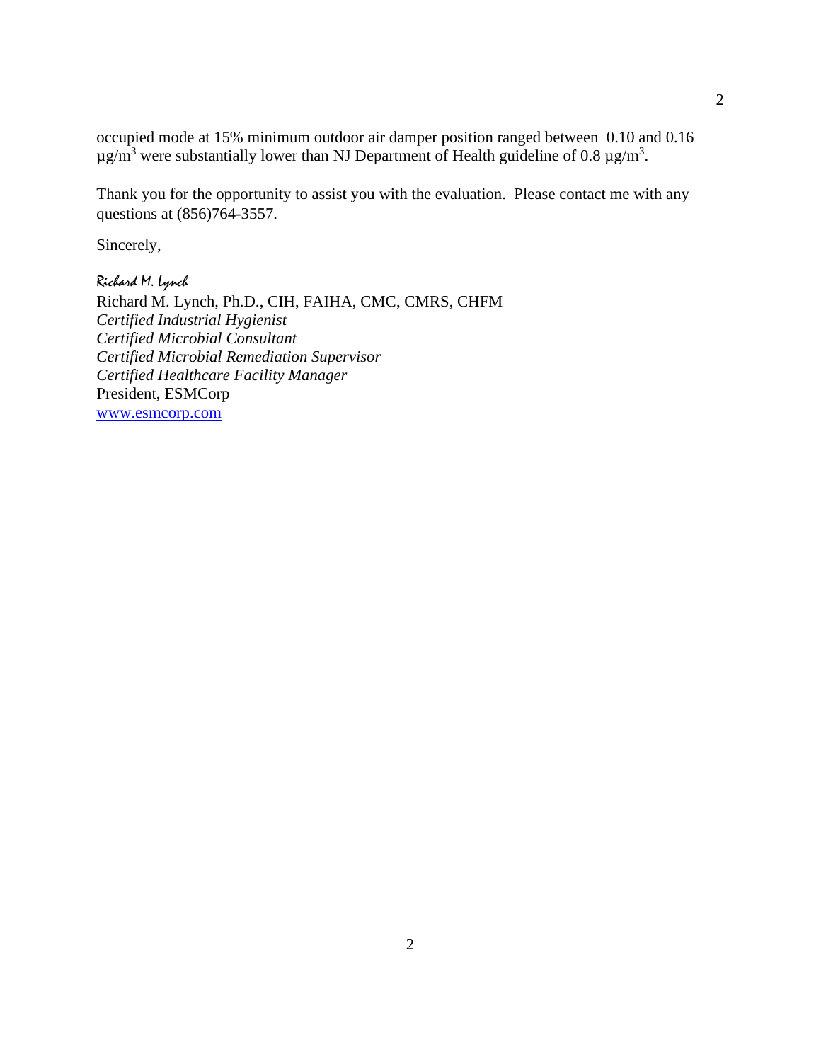occupied mode at 15% minimum outdoor air damper position ranged between 0.10 and 0.16 $\mu g/m^3$ were substantially lower than NJ Department of Health guideline of 0.8 $\mu g/m^3$.

Thank you for the opportunity to assist you with the evaluation. Please contact me with any questions at (856)764-3557.

Sincerely,

*Richard M. Lynch*

Richard M. Lynch, Ph.D., CIH, FAIHA, CMC, CMRS, CHFM
*Certified Industrial Hygienist*
*Certified Microbial Consultant*
*Certified Microbial Remediation Supervisor*
*Certified Healthcare Facility Manager*
President, ESMCorp
[www.esmcorp.com](http://www.esmcorp.com)